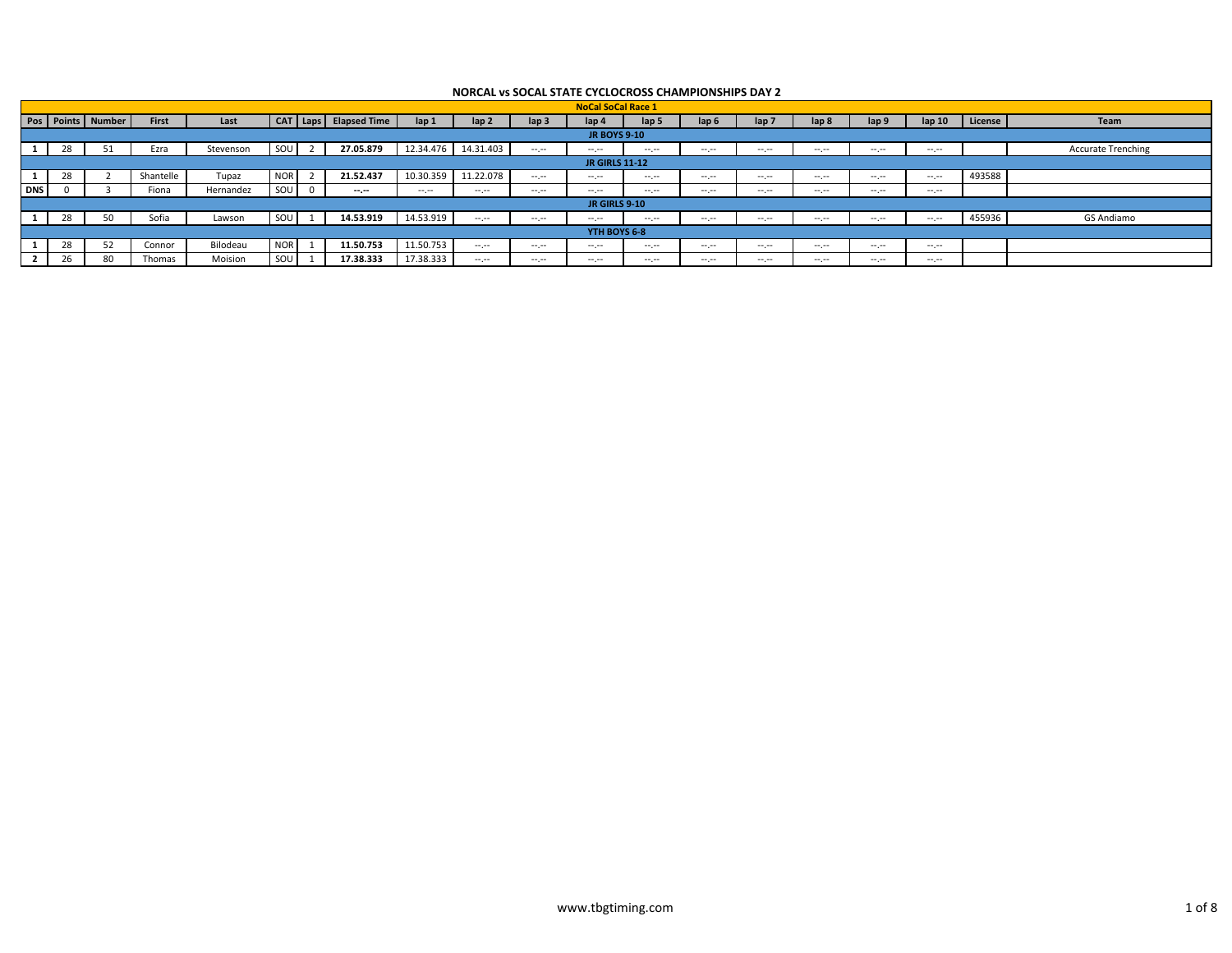# NORCAL vs SOCAL STATE CYCLOCROSS CHAMPIONSHIPS DAY 2

## NoCal SoCal Race 1

| Pos | Points | Number | First | Last | CAT | Laps | Elapsed Time | lap 1 | lap 2 | lap 3 | lap 4 | lap 5 | lap 6 | lap 7 | lap 8 | lap 9 | lap 10 | License | Team |
|---|---|---|---|---|---|---|---|---|---|---|---|---|---|---|---|---|---|---|---|
| **JR BOYS 9-10** | | | | | | | | | | | | | | | | | | | |
| **1** | 28 | 51 | Ezra | Stevenson | SOU | 2 | **27.05.879** | 12.34.476 | 14.31.403 | --.-- | --.-- | --.-- | --.-- | --.-- | --.-- | --.-- | --.-- | | Accurate Trenching |
| **JR GIRLS 11-12** | | | | | | | | | | | | | | | | | | | |
| **1** | 28 | 2 | Shantelle | Tupaz | NOR | 2 | **21.52.437** | 10.30.359 | 11.22.078 | --.-- | --.-- | --.-- | --.-- | --.-- | --.-- | --.-- | --.-- | 493588 | |
| **DNS** | 0 | 3 | Fiona | Hernandez | SOU | 0 | **--.--** | --.-- | --.-- | --.-- | --.-- | --.-- | --.-- | --.-- | --.-- | --.-- | --.-- | | |
| **JR GIRLS 9-10** | | | | | | | | | | | | | | | | | | | |
| **1** | 28 | 50 | Sofia | Lawson | SOU | 1 | **14.53.919** | 14.53.919 | --.-- | --.-- | --.-- | --.-- | --.-- | --.-- | --.-- | --.-- | --.-- | 455936 | GS Andiamo |
| **YTH BOYS 6-8** | | | | | | | | | | | | | | | | | | | |
| **1** | 28 | 52 | Connor | Bilodeau | NOR | 1 | **11.50.753** | 11.50.753 | --.-- | --.-- | --.-- | --.-- | --.-- | --.-- | --.-- | --.-- | --.-- | | |
| **2** | 26 | 80 | Thomas | Moision | SOU | 1 | **17.38.333** | 17.38.333 | --.-- | --.-- | --.-- | --.-- | --.-- | --.-- | --.-- | --.-- | --.-- | | |

www.tbgtiming.com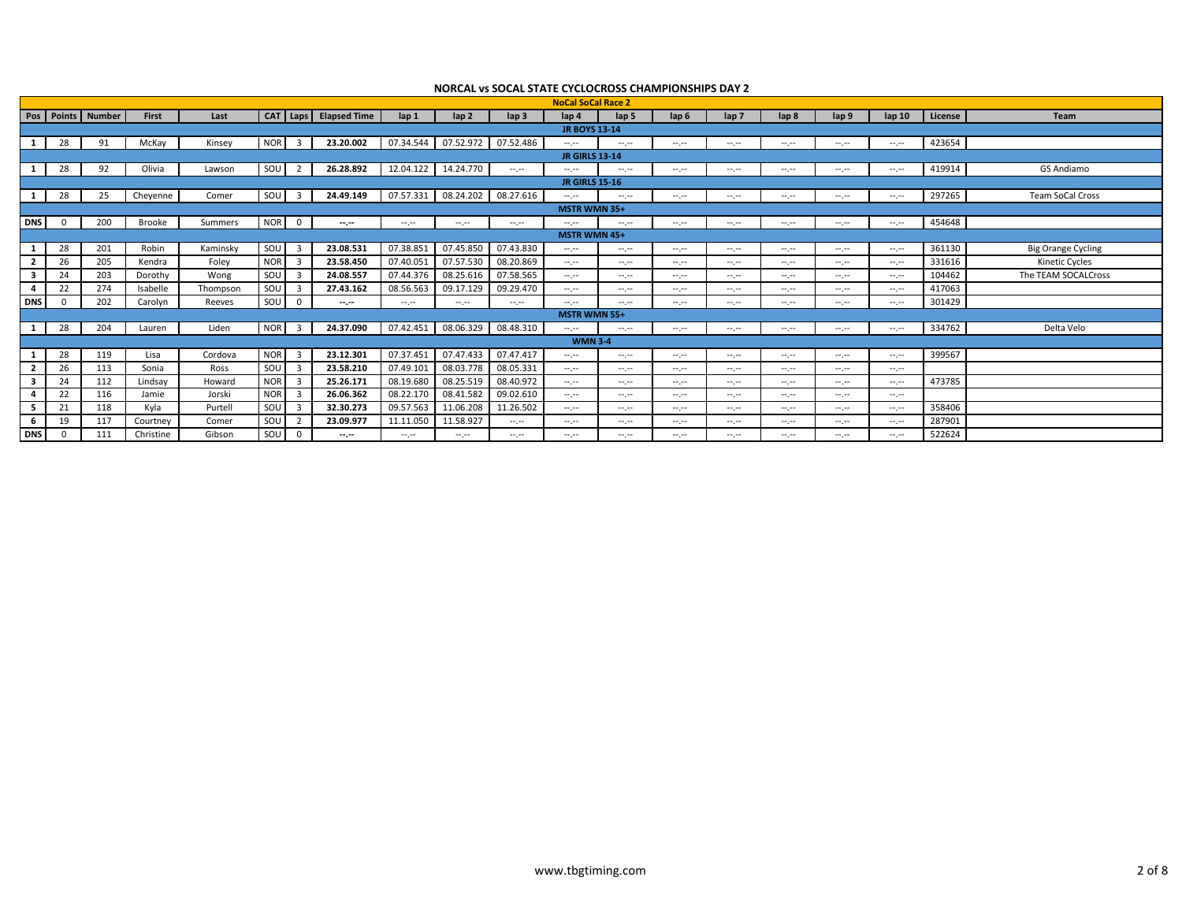# NORCAL vs SOCAL STATE CYCLOCROSS CHAMPIONSHIPS DAY 2

## NoCal SoCal Race 2

| Pos | Points | Number | First | Last | CAT | Laps | Elapsed Time | lap 1 | lap 2 | lap 3 | lap 4 | lap 5 | lap 6 | lap 7 | lap 8 | lap 9 | lap 10 | License | Team |
|---|---|---|---|---|---|---|---|---|---|---|---|---|---|---|---|---|---|---|---|
| **JR BOYS 13-14** | | | | | | | | | | | | | | | | | | | |
| 1 | 28 | 91 | McKay | Kinsey | NOR | 3 | **23.20.002** | 07.34.544 | 07.52.972 | 07.52.486 | --.-- | --.-- | --.-- | --.-- | --.-- | --.-- | --.-- | 423654 | |
| **JR GIRLS 13-14** | | | | | | | | | | | | | | | | | | | |
| 1 | 28 | 92 | Olivia | Lawson | SOU | 2 | **26.28.892** | 12.04.122 | 14.24.770 | --.-- | --.-- | --.-- | --.-- | --.-- | --.-- | --.-- | --.-- | 419914 | GS Andiamo |
| **JR GIRLS 15-16** | | | | | | | | | | | | | | | | | | | |
| 1 | 28 | 25 | Cheyenne | Comer | SOU | 3 | **24.49.149** | 07.57.331 | 08.24.202 | 08.27.616 | --.-- | --.-- | --.-- | --.-- | --.-- | --.-- | --.-- | 297265 | Team SoCal Cross |
| **MSTR WMN 35+** | | | | | | | | | | | | | | | | | | | |
| DNS | 0 | 200 | Brooke | Summers | NOR | 0 | **--.--** | --.-- | --.-- | --.-- | --.-- | --.-- | --.-- | --.-- | --.-- | --.-- | --.-- | 454648 | |
| **MSTR WMN 45+** | | | | | | | | | | | | | | | | | | | |
| 1 | 28 | 201 | Robin | Kaminsky | SOU | 3 | **23.08.531** | 07.38.851 | 07.45.850 | 07.43.830 | --.-- | --.-- | --.-- | --.-- | --.-- | --.-- | --.-- | 361130 | Big Orange Cycling |
| 2 | 26 | 205 | Kendra | Foley | NOR | 3 | **23.58.450** | 07.40.051 | 07.57.530 | 08.20.869 | --.-- | --.-- | --.-- | --.-- | --.-- | --.-- | --.-- | 331616 | Kinetic Cycles |
| 3 | 24 | 203 | Dorothy | Wong | SOU | 3 | **24.08.557** | 07.44.376 | 08.25.616 | 07.58.565 | --.-- | --.-- | --.-- | --.-- | --.-- | --.-- | --.-- | 104462 | The TEAM SOCALCross |
| 4 | 22 | 274 | Isabelle | Thompson | SOU | 3 | **27.43.162** | 08.56.563 | 09.17.129 | 09.29.470 | --.-- | --.-- | --.-- | --.-- | --.-- | --.-- | --.-- | 417063 | |
| DNS | 0 | 202 | Carolyn | Reeves | SOU | 0 | **--.--** | --.-- | --.-- | --.-- | --.-- | --.-- | --.-- | --.-- | --.-- | --.-- | --.-- | 301429 | |
| **MSTR WMN 55+** | | | | | | | | | | | | | | | | | | | |
| 1 | 28 | 204 | Lauren | Liden | NOR | 3 | **24.37.090** | 07.42.451 | 08.06.329 | 08.48.310 | --.-- | --.-- | --.-- | --.-- | --.-- | --.-- | --.-- | 334762 | Delta Velo |
| **WMN 3-4** | | | | | | | | | | | | | | | | | | | |
| 1 | 28 | 119 | Lisa | Cordova | NOR | 3 | **23.12.301** | 07.37.451 | 07.47.433 | 07.47.417 | --.-- | --.-- | --.-- | --.-- | --.-- | --.-- | --.-- | 399567 | |
| 2 | 26 | 113 | Sonia | Ross | SOU | 3 | **23.58.210** | 07.49.101 | 08.03.778 | 08.05.331 | --.-- | --.-- | --.-- | --.-- | --.-- | --.-- | --.-- | | |
| 3 | 24 | 112 | Lindsay | Howard | NOR | 3 | **25.26.171** | 08.19.680 | 08.25.519 | 08.40.972 | --.-- | --.-- | --.-- | --.-- | --.-- | --.-- | --.-- | 473785 | |
| 4 | 22 | 116 | Jamie | Jorski | NOR | 3 | **26.06.362** | 08.22.170 | 08.41.582 | 09.02.610 | --.-- | --.-- | --.-- | --.-- | --.-- | --.-- | --.-- | | |
| 5 | 21 | 118 | Kyla | Purtell | SOU | 3 | **32.30.273** | 09.57.563 | 11.06.208 | 11.26.502 | --.-- | --.-- | --.-- | --.-- | --.-- | --.-- | --.-- | 358406 | |
| 6 | 19 | 117 | Courtney | Comer | SOU | 2 | **23.09.977** | 11.11.050 | 11.58.927 | --.-- | --.-- | --.-- | --.-- | --.-- | --.-- | --.-- | --.-- | 287901 | |
| DNS | 0 | 111 | Christine | Gibson | SOU | 0 | **--.--** | --.-- | --.-- | --.-- | --.-- | --.-- | --.-- | --.-- | --.-- | --.-- | --.-- | 522624 | |

www.tbgtiming.com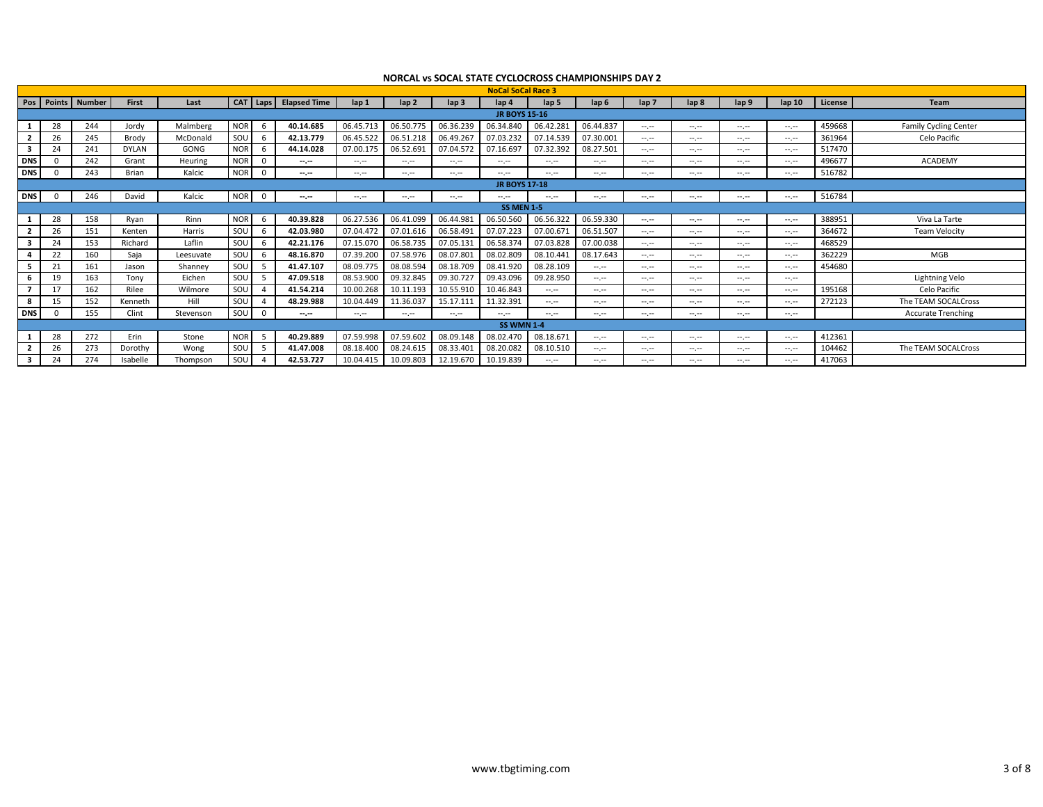# NORCAL vs SOCAL STATE CYCLOCROSS CHAMPIONSHIPS DAY 2

## NoCal SoCal Race 3

| Pos | Points | Number | First | Last | CAT | Laps | Elapsed Time | lap 1 | lap 2 | lap 3 | lap 4 | lap 5 | lap 6 | lap 7 | lap 8 | lap 9 | lap 10 | License | Team |
|---|---|---|---|---|---|---|---|---|---|---|---|---|---|---|---|---|---|---|---|
| **JR BOYS 15-16** | | | | | | | | | | | | | | | | | | | |
| **1** | 28 | 244 | Jordy | Malmberg | NOR | 6 | **40.14.685** | 06.45.713 | 06.50.775 | 06.36.239 | 06.34.840 | 06.42.281 | 06.44.837 | --.-- | --.-- | --.-- | --.-- | 459668 | Family Cycling Center |
| **2** | 26 | 245 | Brody | McDonald | SOU | 6 | **42.13.779** | 06.45.522 | 06.51.218 | 06.49.267 | 07.03.232 | 07.14.539 | 07.30.001 | --.-- | --.-- | --.-- | --.-- | 361964 | Celo Pacific |
| **3** | 24 | 241 | DYLAN | GONG | NOR | 6 | **44.14.028** | 07.00.175 | 06.52.691 | 07.04.572 | 07.16.697 | 07.32.392 | 08.27.501 | --.-- | --.-- | --.-- | --.-- | 517470 | |
| **DNS** | 0 | 242 | Grant | Heuring | NOR | 0 | **--.--** | --.-- | --.-- | --.-- | --.-- | --.-- | --.-- | --.-- | --.-- | --.-- | --.-- | 496677 | ACADEMY |
| **DNS** | 0 | 243 | Brian | Kalcic | NOR | 0 | **--.--** | --.-- | --.-- | --.-- | --.-- | --.-- | --.-- | --.-- | --.-- | --.-- | --.-- | 516782 | |
| **JR BOYS 17-18** | | | | | | | | | | | | | | | | | | | |
| **DNS** | 0 | 246 | David | Kalcic | NOR | 0 | **--.--** | --.-- | --.-- | --.-- | --.-- | --.-- | --.-- | --.-- | --.-- | --.-- | --.-- | 516784 | |
| **SS MEN 1-5** | | | | | | | | | | | | | | | | | | | |
| **1** | 28 | 158 | Ryan | Rinn | NOR | 6 | **40.39.828** | 06.27.536 | 06.41.099 | 06.44.981 | 06.50.560 | 06.56.322 | 06.59.330 | --.-- | --.-- | --.-- | --.-- | 388951 | Viva La Tarte |
| **2** | 26 | 151 | Kenten | Harris | SOU | 6 | **42.03.980** | 07.04.472 | 07.01.616 | 06.58.491 | 07.07.223 | 07.00.671 | 06.51.507 | --.-- | --.-- | --.-- | --.-- | 364672 | Team Velocity |
| **3** | 24 | 153 | Richard | Laflin | SOU | 6 | **42.21.176** | 07.15.070 | 06.58.735 | 07.05.131 | 06.58.374 | 07.03.828 | 07.00.038 | --.-- | --.-- | --.-- | --.-- | 468529 | |
| **4** | 22 | 160 | Saja | Leesuvate | SOU | 6 | **48.16.870** | 07.39.200 | 07.58.976 | 08.07.801 | 08.02.809 | 08.10.441 | 08.17.643 | --.-- | --.-- | --.-- | --.-- | 362229 | MGB |
| **5** | 21 | 161 | Jason | Shanney | SOU | 5 | **41.47.107** | 08.09.775 | 08.08.594 | 08.18.709 | 08.41.920 | 08.28.109 | --.-- | --.-- | --.-- | --.-- | --.-- | 454680 | |
| **6** | 19 | 163 | Tony | Eichen | SOU | 5 | **47.09.518** | 08.53.900 | 09.32.845 | 09.30.727 | 09.43.096 | 09.28.950 | --.-- | --.-- | --.-- | --.-- | --.-- | | Lightning Velo |
| **7** | 17 | 162 | Rilee | Wilmore | SOU | 4 | **41.54.214** | 10.00.268 | 10.11.193 | 10.55.910 | 10.46.843 | --.-- | --.-- | --.-- | --.-- | --.-- | --.-- | 195168 | Celo Pacific |
| **8** | 15 | 152 | Kenneth | Hill | SOU | 4 | **48.29.988** | 10.04.449 | 11.36.037 | 15.17.111 | 11.32.391 | --.-- | --.-- | --.-- | --.-- | --.-- | --.-- | 272123 | The TEAM SOCALCross |
| **DNS** | 0 | 155 | Clint | Stevenson | SOU | 0 | **--.--** | --.-- | --.-- | --.-- | --.-- | --.-- | --.-- | --.-- | --.-- | --.-- | --.-- | | Accurate Trenching |
| **SS WMN 1-4** | | | | | | | | | | | | | | | | | | | |
| **1** | 28 | 272 | Erin | Stone | NOR | 5 | **40.29.889** | 07.59.998 | 07.59.602 | 08.09.148 | 08.02.470 | 08.18.671 | --.-- | --.-- | --.-- | --.-- | --.-- | 412361 | |
| **2** | 26 | 273 | Dorothy | Wong | SOU | 5 | **41.47.008** | 08.18.400 | 08.24.615 | 08.33.401 | 08.20.082 | 08.10.510 | --.-- | --.-- | --.-- | --.-- | --.-- | 104462 | The TEAM SOCALCross |
| **3** | 24 | 274 | Isabelle | Thompson | SOU | 4 | **42.53.727** | 10.04.415 | 10.09.803 | 12.19.670 | 10.19.839 | --.-- | --.-- | --.-- | --.-- | --.-- | --.-- | 417063 | |

www.tbgtiming.com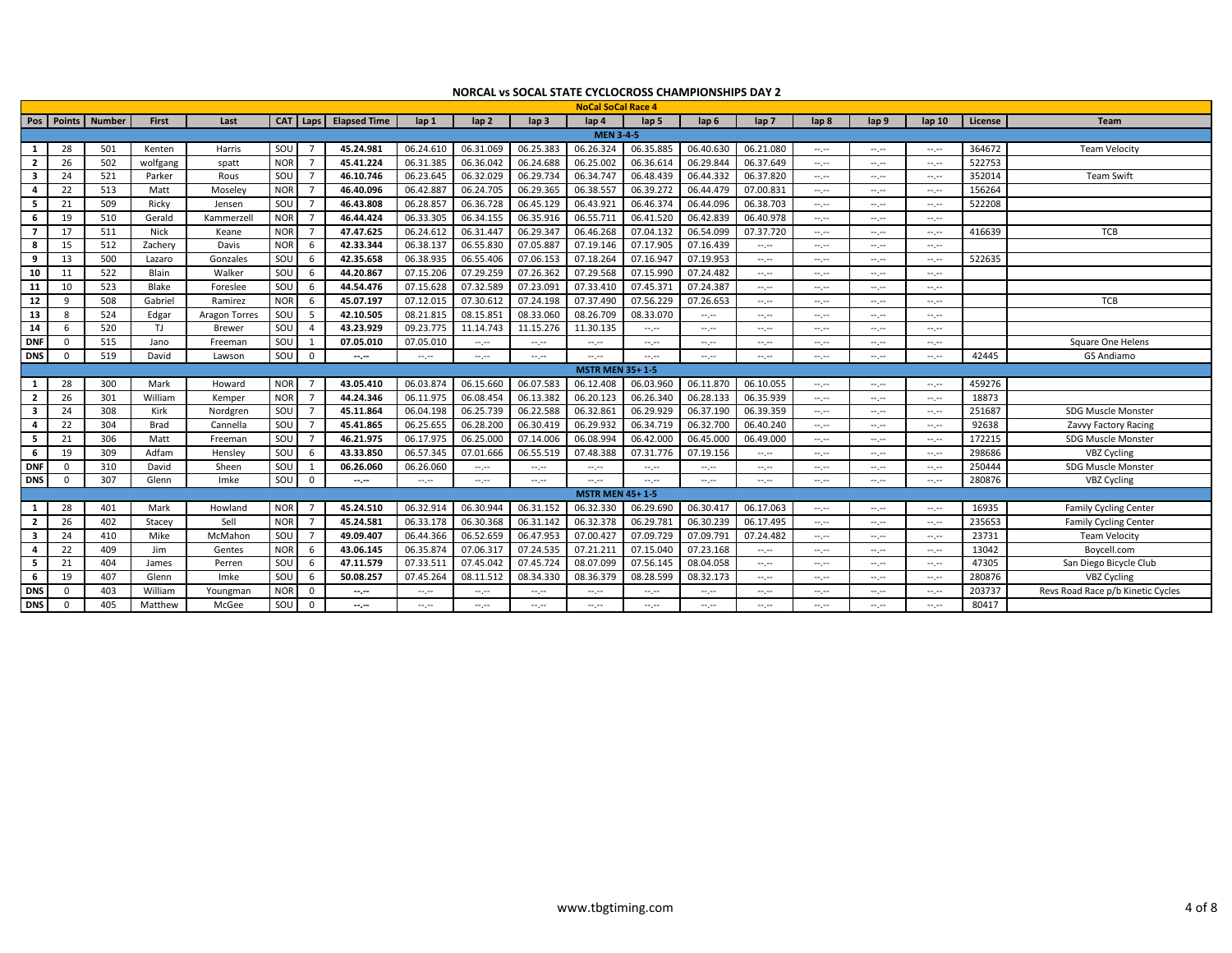# NORCAL vs SOCAL STATE CYCLOCROSS CHAMPIONSHIPS DAY 2

## NoCal SoCal Race 4

| Pos | Points | Number | First | Last | CAT | Laps | Elapsed Time | lap 1 | lap 2 | lap 3 | lap 4 | lap 5 | lap 6 | lap 7 | lap 8 | lap 9 | lap 10 | License | Team |
|---|---|---|---|---|---|---|---|---|---|---|---|---|---|---|---|---|---|---|---|
| **MEN 3-4-5** | | | | | | | | | | | | | | | | | | | |
| 1 | 28 | 501 | Kenten | Harris | SOU | 7 | **45.24.981** | 06.24.610 | 06.31.069 | 06.25.383 | 06.26.324 | 06.35.885 | 06.40.630 | 06.21.080 | --.-- | --.-- | --.-- | 364672 | Team Velocity |
| 2 | 26 | 502 | wolfgang | spatt | NOR | 7 | **45.41.224** | 06.31.385 | 06.36.042 | 06.24.688 | 06.25.002 | 06.36.614 | 06.29.844 | 06.37.649 | --.-- | --.-- | --.-- | 522753 | |
| 3 | 24 | 521 | Parker | Rous | SOU | 7 | **46.10.746** | 06.23.645 | 06.32.029 | 06.29.734 | 06.34.747 | 06.48.439 | 06.44.332 | 06.37.820 | --.-- | --.-- | --.-- | 352014 | Team Swift |
| 4 | 22 | 513 | Matt | Moseley | NOR | 7 | **46.40.096** | 06.42.887 | 06.24.705 | 06.29.365 | 06.38.557 | 06.39.272 | 06.44.479 | 07.00.831 | --.-- | --.-- | --.-- | 156264 | |
| 5 | 21 | 509 | Ricky | Jensen | SOU | 7 | **46.43.808** | 06.28.857 | 06.36.728 | 06.45.129 | 06.43.921 | 06.46.374 | 06.44.096 | 06.38.703 | --.-- | --.-- | --.-- | 522208 | |
| 6 | 19 | 510 | Gerald | Kammerzell | NOR | 7 | **46.44.424** | 06.33.305 | 06.34.155 | 06.35.916 | 06.55.711 | 06.41.520 | 06.42.839 | 06.40.978 | --.-- | --.-- | --.-- | | |
| 7 | 17 | 511 | Nick | Keane | NOR | 7 | **47.47.625** | 06.24.612 | 06.31.447 | 06.29.347 | 06.46.268 | 07.04.132 | 06.54.099 | 07.37.720 | --.-- | --.-- | --.-- | 416639 | TCB |
| 8 | 15 | 512 | Zachery | Davis | NOR | 6 | **42.33.344** | 06.38.137 | 06.55.830 | 07.05.887 | 07.19.146 | 07.17.905 | 07.16.439 | --.-- | --.-- | --.-- | --.-- | | |
| 9 | 13 | 500 | Lazaro | Gonzales | SOU | 6 | **42.35.658** | 06.38.935 | 06.55.406 | 07.06.153 | 07.18.264 | 07.16.947 | 07.19.953 | --.-- | --.-- | --.-- | --.-- | 522635 | |
| 10 | 11 | 522 | Blain | Walker | SOU | 6 | **44.20.867** | 07.15.206 | 07.29.259 | 07.26.362 | 07.29.568 | 07.15.990 | 07.24.482 | --.-- | --.-- | --.-- | --.-- | | |
| 11 | 10 | 523 | Blake | Foreslee | SOU | 6 | **44.54.476** | 07.15.628 | 07.32.589 | 07.23.091 | 07.33.410 | 07.45.371 | 07.24.387 | --.-- | --.-- | --.-- | --.-- | | |
| 12 | 9 | 508 | Gabriel | Ramirez | NOR | 6 | **45.07.197** | 07.12.015 | 07.30.612 | 07.24.198 | 07.37.490 | 07.56.229 | 07.26.653 | --.-- | --.-- | --.-- | --.-- | | TCB |
| 13 | 8 | 524 | Edgar | Aragon Torres | SOU | 5 | **42.10.505** | 08.21.815 | 08.15.851 | 08.33.060 | 08.26.709 | 08.33.070 | --.-- | --.-- | --.-- | --.-- | --.-- | | |
| 14 | 6 | 520 | TJ | Brewer | SOU | 4 | **43.23.929** | 09.23.775 | 11.14.743 | 11.15.276 | 11.30.135 | --.-- | --.-- | --.-- | --.-- | --.-- | --.-- | | |
| DNF | 0 | 515 | Jano | Freeman | SOU | 1 | **07.05.010** | 07.05.010 | --.-- | --.-- | --.-- | --.-- | --.-- | --.-- | --.-- | --.-- | --.-- | | Square One Helens |
| DNS | 0 | 519 | David | Lawson | SOU | 0 | **--.--** | --.-- | --.-- | --.-- | --.-- | --.-- | --.-- | --.-- | --.-- | --.-- | --.-- | 42445 | GS Andiamo |
| **MSTR MEN 35+ 1-5** | | | | | | | | | | | | | | | | | | | |
| 1 | 28 | 300 | Mark | Howard | NOR | 7 | **43.05.410** | 06.03.874 | 06.15.660 | 06.07.583 | 06.12.408 | 06.03.960 | 06.11.870 | 06.10.055 | --.-- | --.-- | --.-- | 459276 | |
| 2 | 26 | 301 | William | Kemper | NOR | 7 | **44.24.346** | 06.11.975 | 06.08.454 | 06.13.382 | 06.20.123 | 06.26.340 | 06.28.133 | 06.35.939 | --.-- | --.-- | --.-- | 18873 | |
| 3 | 24 | 308 | Kirk | Nordgren | SOU | 7 | **45.11.864** | 06.04.198 | 06.25.739 | 06.22.588 | 06.32.861 | 06.29.929 | 06.37.190 | 06.39.359 | --.-- | --.-- | --.-- | 251687 | SDG Muscle Monster |
| 4 | 22 | 304 | Brad | Cannella | SOU | 7 | **45.41.865** | 06.25.655 | 06.28.200 | 06.30.419 | 06.29.932 | 06.34.719 | 06.32.700 | 06.40.240 | --.-- | --.-- | --.-- | 92638 | Zavvy Factory Racing |
| 5 | 21 | 306 | Matt | Freeman | SOU | 7 | **46.21.975** | 06.17.975 | 06.25.000 | 07.14.006 | 06.08.994 | 06.42.000 | 06.45.000 | 06.49.000 | --.-- | --.-- | --.-- | 172215 | SDG Muscle Monster |
| 6 | 19 | 309 | Adfam | Hensley | SOU | 6 | **43.33.850** | 06.57.345 | 07.01.666 | 06.55.519 | 07.48.388 | 07.31.776 | 07.19.156 | --.-- | --.-- | --.-- | --.-- | 298686 | VBZ Cycling |
| DNF | 0 | 310 | David | Sheen | SOU | 1 | **06.26.060** | 06.26.060 | --.-- | --.-- | --.-- | --.-- | --.-- | --.-- | --.-- | --.-- | --.-- | 250444 | SDG Muscle Monster |
| DNS | 0 | 307 | Glenn | Imke | SOU | 0 | **--.--** | --.-- | --.-- | --.-- | --.-- | --.-- | --.-- | --.-- | --.-- | --.-- | --.-- | 280876 | VBZ Cycling |
| **MSTR MEN 45+ 1-5** | | | | | | | | | | | | | | | | | | | |
| 1 | 28 | 401 | Mark | Howland | NOR | 7 | **45.24.510** | 06.32.914 | 06.30.944 | 06.31.152 | 06.32.330 | 06.29.690 | 06.30.417 | 06.17.063 | --.-- | --.-- | --.-- | 16935 | Family Cycling Center |
| 2 | 26 | 402 | Stacey | Sell | NOR | 7 | **45.24.581** | 06.33.178 | 06.30.368 | 06.31.142 | 06.32.378 | 06.29.781 | 06.30.239 | 06.17.495 | --.-- | --.-- | --.-- | 235653 | Family Cycling Center |
| 3 | 24 | 410 | Mike | McMahon | SOU | 7 | **49.09.407** | 06.44.366 | 06.52.659 | 06.47.953 | 07.00.427 | 07.09.729 | 07.09.791 | 07.24.482 | --.-- | --.-- | --.-- | 23731 | Team Velocity |
| 4 | 22 | 409 | Jim | Gentes | NOR | 6 | **43.06.145** | 06.35.874 | 07.06.317 | 07.24.535 | 07.21.211 | 07.15.040 | 07.23.168 | --.-- | --.-- | --.-- | --.-- | 13042 | Boycell.com |
| 5 | 21 | 404 | James | Perren | SOU | 6 | **47.11.579** | 07.33.511 | 07.45.042 | 07.45.724 | 08.07.099 | 07.56.145 | 08.04.058 | --.-- | --.-- | --.-- | --.-- | 47305 | San Diego Bicycle Club |
| 6 | 19 | 407 | Glenn | Imke | SOU | 6 | **50.08.257** | 07.45.264 | 08.11.512 | 08.34.330 | 08.36.379 | 08.28.599 | 08.32.173 | --.-- | --.-- | --.-- | --.-- | 280876 | VBZ Cycling |
| DNS | 0 | 403 | William | Youngman | NOR | 0 | **--.--** | --.-- | --.-- | --.-- | --.-- | --.-- | --.-- | --.-- | --.-- | --.-- | --.-- | 203737 | Revs Road Race p/b Kinetic Cycles |
| DNS | 0 | 405 | Matthew | McGee | SOU | 0 | **--.--** | --.-- | --.-- | --.-- | --.-- | --.-- | --.-- | --.-- | --.-- | --.-- | --.-- | 80417 | |

www.tbgtiming.com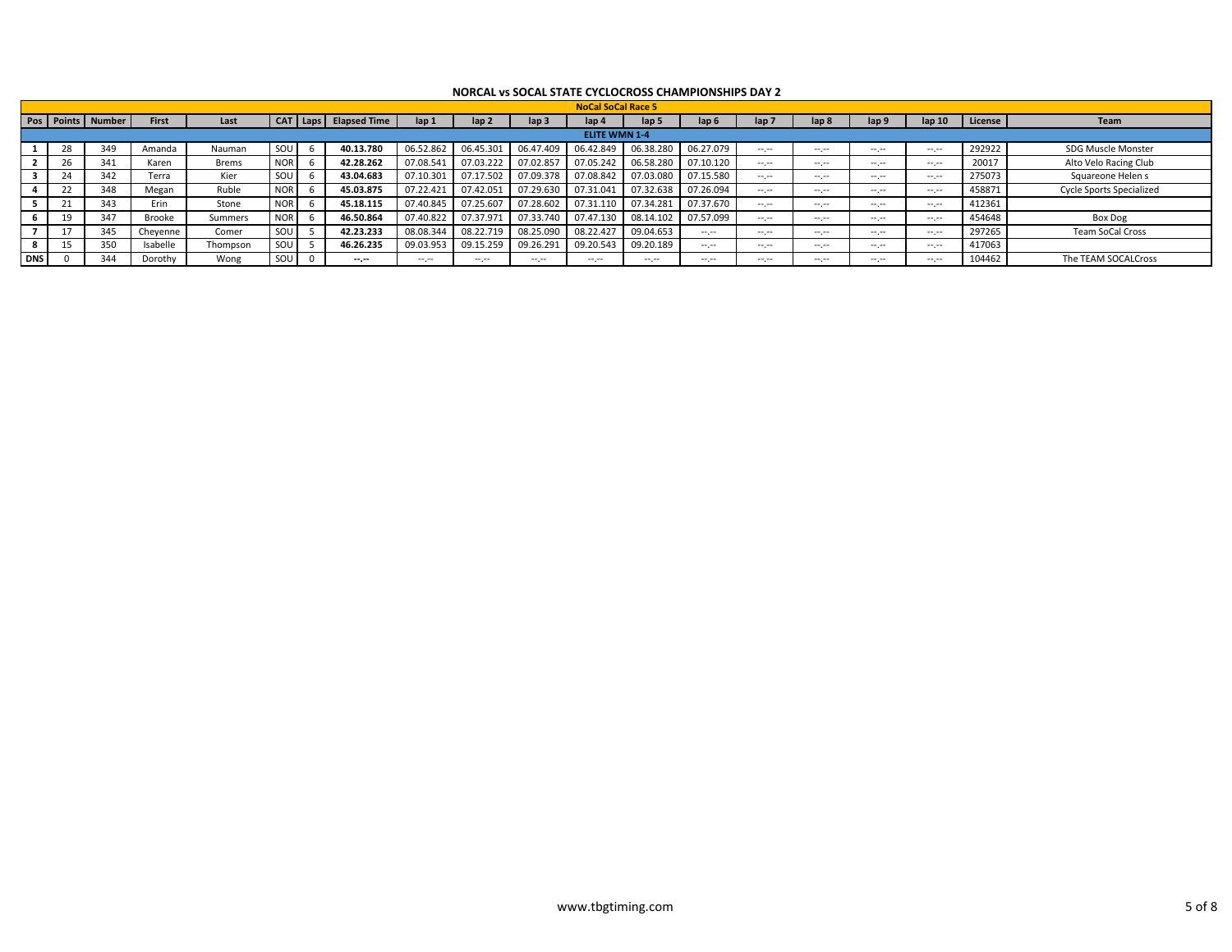# NORCAL vs SOCAL STATE CYCLOCROSS CHAMPIONSHIPS DAY 2

## NoCal SoCal Race 5

| Pos | Points | Number | First | Last | CAT | Laps | Elapsed Time | lap 1 | lap 2 | lap 3 | lap 4 | lap 5 | lap 6 | lap 7 | lap 8 | lap 9 | lap 10 | License | Team |
|---|---|---|---|---|---|---|---|---|---|---|---|---|---|---|---|---|---|---|---|
| **ELITE WMN 1-4** | | | | | | | | | | | | | | | | | | | |
| **1** | 28 | 349 | Amanda | Nauman | SOU | 6 | **40.13.780** | 06.52.862 | 06.45.301 | 06.47.409 | 06.42.849 | 06.38.280 | 06.27.079 | --.-- | --.-- | --.-- | --.-- | 292922 | SDG Muscle Monster |
| **2** | 26 | 341 | Karen | Brems | NOR | 6 | **42.28.262** | 07.08.541 | 07.03.222 | 07.02.857 | 07.05.242 | 06.58.280 | 07.10.120 | --.-- | --.-- | --.-- | --.-- | 20017 | Alto Velo Racing Club |
| **3** | 24 | 342 | Terra | Kier | SOU | 6 | **43.04.683** | 07.10.301 | 07.17.502 | 07.09.378 | 07.08.842 | 07.03.080 | 07.15.580 | --.-- | --.-- | --.-- | --.-- | 275073 | Squareone Helen s |
| **4** | 22 | 348 | Megan | Ruble | NOR | 6 | **45.03.875** | 07.22.421 | 07.42.051 | 07.29.630 | 07.31.041 | 07.32.638 | 07.26.094 | --.-- | --.-- | --.-- | --.-- | 458871 | Cycle Sports Specialized |
| **5** | 21 | 343 | Erin | Stone | NOR | 6 | **45.18.115** | 07.40.845 | 07.25.607 | 07.28.602 | 07.31.110 | 07.34.281 | 07.37.670 | --.-- | --.-- | --.-- | --.-- | 412361 | |
| **6** | 19 | 347 | Brooke | Summers | NOR | 6 | **46.50.864** | 07.40.822 | 07.37.971 | 07.33.740 | 07.47.130 | 08.14.102 | 07.57.099 | --.-- | --.-- | --.-- | --.-- | 454648 | Box Dog |
| **7** | 17 | 345 | Cheyenne | Comer | SOU | 5 | **42.23.233** | 08.08.344 | 08.22.719 | 08.25.090 | 08.22.427 | 09.04.653 | --.-- | --.-- | --.-- | --.-- | --.-- | 297265 | Team SoCal Cross |
| **8** | 15 | 350 | Isabelle | Thompson | SOU | 5 | **46.26.235** | 09.03.953 | 09.15.259 | 09.26.291 | 09.20.543 | 09.20.189 | --.-- | --.-- | --.-- | --.-- | --.-- | 417063 | |
| **DNS** | 0 | 344 | Dorothy | Wong | SOU | 0 | **--.--** | --.-- | --.-- | --.-- | --.-- | --.-- | --.-- | --.-- | --.-- | --.-- | --.-- | 104462 | The TEAM SOCALCross |

www.tbgtiming.com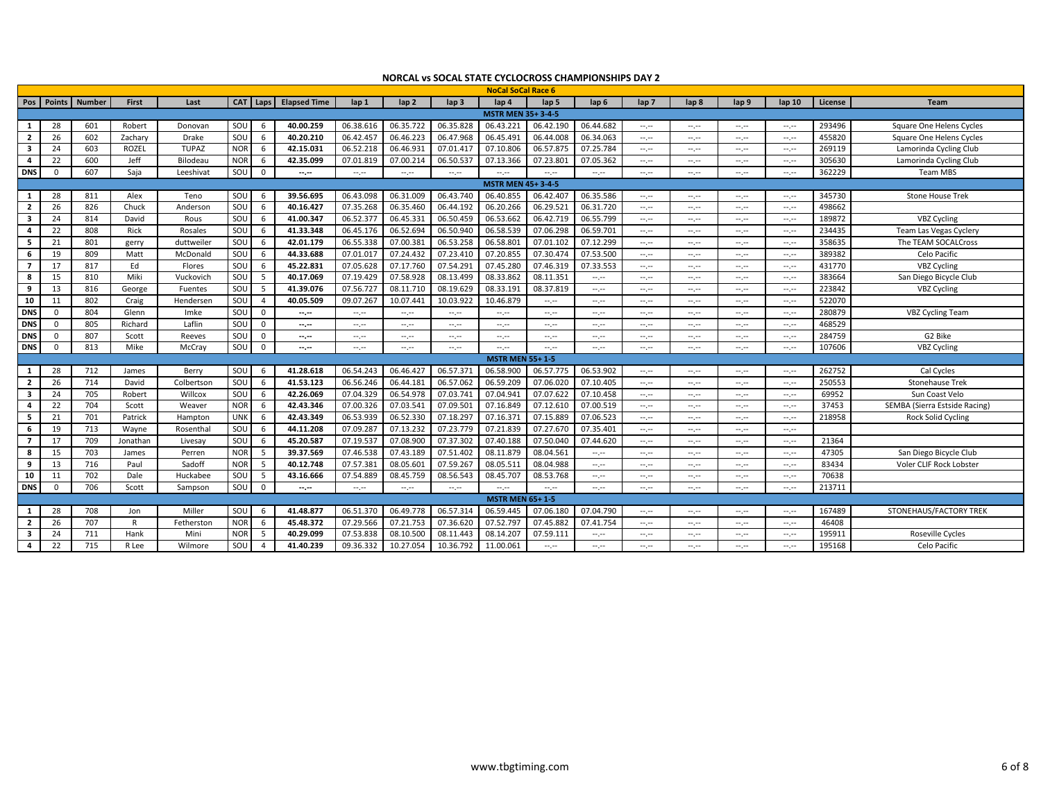# NORCAL vs SOCAL STATE CYCLOCROSS CHAMPIONSHIPS DAY 2

## NoCal SoCal Race 6

| Pos | Points | Number | First | Last | CAT | Laps | Elapsed Time | lap 1 | lap 2 | lap 3 | lap 4 | lap 5 | lap 6 | lap 7 | lap 8 | lap 9 | lap 10 | License | Team |
|---|---|---|---|---|---|---|---|---|---|---|---|---|---|---|---|---|---|---|---|
| **MSTR MEN 35+ 3-4-5** | | | | | | | | | | | | | | | | | | | |
| 1 | 28 | 601 | Robert | Donovan | SOU | 6 | **40.00.259** | 06.38.616 | 06.35.722 | 06.35.828 | 06.43.221 | 06.42.190 | 06.44.682 | --.-- | --.-- | --.-- | --.-- | 293496 | Square One Helens Cycles |
| 2 | 26 | 602 | Zachary | Drake | SOU | 6 | **40.20.210** | 06.42.457 | 06.46.223 | 06.47.968 | 06.45.491 | 06.44.008 | 06.34.063 | --.-- | --.-- | --.-- | --.-- | 455820 | Square One Helens Cycles |
| 3 | 24 | 603 | ROZEL | TUPAZ | NOR | 6 | **42.15.031** | 06.52.218 | 06.46.931 | 07.01.417 | 07.10.806 | 06.57.875 | 07.25.784 | --.-- | --.-- | --.-- | --.-- | 269119 | Lamorinda Cycling Club |
| 4 | 22 | 600 | Jeff | Bilodeau | NOR | 6 | **42.35.099** | 07.01.819 | 07.00.214 | 06.50.537 | 07.13.366 | 07.23.801 | 07.05.362 | --.-- | --.-- | --.-- | --.-- | 305630 | Lamorinda Cycling Club |
| DNS | 0 | 607 | Saja | Leeshivat | SOU | 0 | **--.--** | --.-- | --.-- | --.-- | --.-- | --.-- | --.-- | --.-- | --.-- | --.-- | --.-- | 362229 | Team MBS |
| **MSTR MEN 45+ 3-4-5** | | | | | | | | | | | | | | | | | | | |
| 1 | 28 | 811 | Alex | Teno | SOU | 6 | **39.56.695** | 06.43.098 | 06.31.009 | 06.43.740 | 06.40.855 | 06.42.407 | 06.35.586 | --.-- | --.-- | --.-- | --.-- | 345730 | Stone House Trek |
| 2 | 26 | 826 | Chuck | Anderson | SOU | 6 | **40.16.427** | 07.35.268 | 06.35.460 | 06.44.192 | 06.20.266 | 06.29.521 | 06.31.720 | --.-- | --.-- | --.-- | --.-- | 498662 | |
| 3 | 24 | 814 | David | Rous | SOU | 6 | **41.00.347** | 06.52.377 | 06.45.331 | 06.50.459 | 06.53.662 | 06.42.719 | 06.55.799 | --.-- | --.-- | --.-- | --.-- | 189872 | VBZ Cycling |
| 4 | 22 | 808 | Rick | Rosales | SOU | 6 | **41.33.348** | 06.45.176 | 06.52.694 | 06.50.940 | 06.58.539 | 07.06.298 | 06.59.701 | --.-- | --.-- | --.-- | --.-- | 234435 | Team Las Vegas Cyclery |
| 5 | 21 | 801 | gerry | duttweiler | SOU | 6 | **42.01.179** | 06.55.338 | 07.00.381 | 06.53.258 | 06.58.801 | 07.01.102 | 07.12.299 | --.-- | --.-- | --.-- | --.-- | 358635 | The TEAM SOCALCross |
| 6 | 19 | 809 | Matt | McDonald | SOU | 6 | **44.33.688** | 07.01.017 | 07.24.432 | 07.23.410 | 07.20.855 | 07.30.474 | 07.53.500 | --.-- | --.-- | --.-- | --.-- | 389382 | Celo Pacific |
| 7 | 17 | 817 | Ed | Flores | SOU | 6 | **45.22.831** | 07.05.628 | 07.17.760 | 07.54.291 | 07.45.280 | 07.46.319 | 07.33.553 | --.-- | --.-- | --.-- | --.-- | 431770 | VBZ Cycling |
| 8 | 15 | 810 | Miki | Vuckovich | SOU | 5 | **40.17.069** | 07.19.429 | 07.58.928 | 08.13.499 | 08.33.862 | 08.11.351 | --.-- | --.-- | --.-- | --.-- | --.-- | 383664 | San Diego Bicycle Club |
| 9 | 13 | 816 | George | Fuentes | SOU | 5 | **41.39.076** | 07.56.727 | 08.11.710 | 08.19.629 | 08.33.191 | 08.37.819 | --.-- | --.-- | --.-- | --.-- | --.-- | 223842 | VBZ Cycling |
| 10 | 11 | 802 | Craig | Hendersen | SOU | 4 | **40.05.509** | 09.07.267 | 10.07.441 | 10.03.922 | 10.46.879 | --.-- | --.-- | --.-- | --.-- | --.-- | --.-- | 522070 | |
| DNS | 0 | 804 | Glenn | Imke | SOU | 0 | **--.--** | --.-- | --.-- | --.-- | --.-- | --.-- | --.-- | --.-- | --.-- | --.-- | --.-- | 280879 | VBZ Cycling Team |
| DNS | 0 | 805 | Richard | Laflin | SOU | 0 | **--.--** | --.-- | --.-- | --.-- | --.-- | --.-- | --.-- | --.-- | --.-- | --.-- | --.-- | 468529 | |
| DNS | 0 | 807 | Scott | Reeves | SOU | 0 | **--.--** | --.-- | --.-- | --.-- | --.-- | --.-- | --.-- | --.-- | --.-- | --.-- | --.-- | 284759 | G2 Bike |
| DNS | 0 | 813 | Mike | McCray | SOU | 0 | **--.--** | --.-- | --.-- | --.-- | --.-- | --.-- | --.-- | --.-- | --.-- | --.-- | --.-- | 107606 | VBZ Cycling |
| **MSTR MEN 55+ 1-5** | | | | | | | | | | | | | | | | | | | |
| 1 | 28 | 712 | James | Berry | SOU | 6 | **41.28.618** | 06.54.243 | 06.46.427 | 06.57.371 | 06.58.900 | 06.57.775 | 06.53.902 | --.-- | --.-- | --.-- | --.-- | 262752 | Cal Cycles |
| 2 | 26 | 714 | David | Colbertson | SOU | 6 | **41.53.123** | 06.56.246 | 06.44.181 | 06.57.062 | 06.59.209 | 07.06.020 | 07.10.405 | --.-- | --.-- | --.-- | --.-- | 250553 | Stonehause Trek |
| 3 | 24 | 705 | Robert | Willcox | SOU | 6 | **42.26.069** | 07.04.329 | 06.54.978 | 07.03.741 | 07.04.941 | 07.07.622 | 07.10.458 | --.-- | --.-- | --.-- | --.-- | 69952 | Sun Coast Velo |
| 4 | 22 | 704 | Scott | Weaver | NOR | 6 | **42.43.346** | 07.00.326 | 07.03.541 | 07.09.501 | 07.16.849 | 07.12.610 | 07.00.519 | --.-- | --.-- | --.-- | --.-- | 37453 | SEMBA (Sierra Estside Racing) |
| 5 | 21 | 701 | Patrick | Hampton | UNK | 6 | **42.43.349** | 06.53.939 | 06.52.330 | 07.18.297 | 07.16.371 | 07.15.889 | 07.06.523 | --.-- | --.-- | --.-- | --.-- | 218958 | Rock Solid Cycling |
| 6 | 19 | 713 | Wayne | Rosenthal | SOU | 6 | **44.11.208** | 07.09.287 | 07.13.232 | 07.23.779 | 07.21.839 | 07.27.670 | 07.35.401 | --.-- | --.-- | --.-- | --.-- | | |
| 7 | 17 | 709 | Jonathan | Livesay | SOU | 6 | **45.20.587** | 07.19.537 | 07.08.900 | 07.37.302 | 07.40.188 | 07.50.040 | 07.44.620 | --.-- | --.-- | --.-- | --.-- | 21364 | |
| 8 | 15 | 703 | James | Perren | NOR | 5 | **39.37.569** | 07.46.538 | 07.43.189 | 07.51.402 | 08.11.879 | 08.04.561 | --.-- | --.-- | --.-- | --.-- | --.-- | 47305 | San Diego Bicycle Club |
| 9 | 13 | 716 | Paul | Sadoff | NOR | 5 | **40.12.748** | 07.57.381 | 08.05.601 | 07.59.267 | 08.05.511 | 08.04.988 | --.-- | --.-- | --.-- | --.-- | --.-- | 83434 | Voler CLIF Rock Lobster |
| 10 | 11 | 702 | Dale | Huckabee | SOU | 5 | **43.16.666** | 07.54.889 | 08.45.759 | 08.56.543 | 08.45.707 | 08.53.768 | --.-- | --.-- | --.-- | --.-- | --.-- | 70638 | |
| DNS | 0 | 706 | Scott | Sampson | SOU | 0 | **--.--** | --.-- | --.-- | --.-- | --.-- | --.-- | --.-- | --.-- | --.-- | --.-- | --.-- | 213711 | |
| **MSTR MEN 65+ 1-5** | | | | | | | | | | | | | | | | | | | |
| 1 | 28 | 708 | Jon | Miller | SOU | 6 | **41.48.877** | 06.51.370 | 06.49.778 | 06.57.314 | 06.59.445 | 07.06.180 | 07.04.790 | --.-- | --.-- | --.-- | --.-- | 167489 | STONEHAUS/FACTORY TREK |
| 2 | 26 | 707 | R | Fetherston | NOR | 6 | **45.48.372** | 07.29.566 | 07.21.753 | 07.36.620 | 07.52.797 | 07.45.882 | 07.41.754 | --.-- | --.-- | --.-- | --.-- | 46408 | |
| 3 | 24 | 711 | Hank | Mini | NOR | 5 | **40.29.099** | 07.53.838 | 08.10.500 | 08.11.443 | 08.14.207 | 07.59.111 | --.-- | --.-- | --.-- | --.-- | --.-- | 195911 | Roseville Cycles |
| 4 | 22 | 715 | R Lee | Wilmore | SOU | 4 | **41.40.239** | 09.36.332 | 10.27.054 | 10.36.792 | 11.00.061 | --.-- | --.-- | --.-- | --.-- | --.-- | --.-- | 195168 | Celo Pacific |

www.tbgtiming.com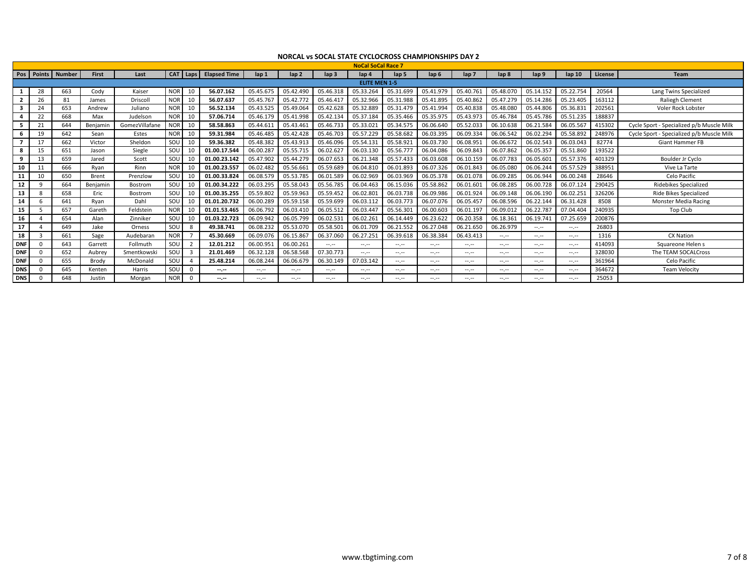# NORCAL vs SOCAL STATE CYCLOCROSS CHAMPIONSHIPS DAY 2

## NoCal SoCal Race 7

### ELITE MEN 1-5

| Pos | Points | Number | First | Last | CAT | Laps | Elapsed Time | lap 1 | lap 2 | lap 3 | lap 4 | lap 5 | lap 6 | lap 7 | lap 8 | lap 9 | lap 10 | License | Team |
|---|---|---|---|---|---|---|---|---|---|---|---|---|---|---|---|---|---|---|---|
| 1 | 28 | 663 | Cody | Kaiser | NOR | 10 | **56.07.162** | 05.45.675 | 05.42.490 | 05.46.318 | 05.33.264 | 05.31.699 | 05.41.979 | 05.40.761 | 05.48.070 | 05.14.152 | 05.22.754 | 20564 | Lang Twins Specialized |
| 2 | 26 | 81 | James | Driscoll | NOR | 10 | **56.07.637** | 05.45.767 | 05.42.772 | 05.46.417 | 05.32.966 | 05.31.988 | 05.41.895 | 05.40.862 | 05.47.279 | 05.14.286 | 05.23.405 | 163112 | Raliegh Clement |
| 3 | 24 | 653 | Andrew | Juliano | NOR | 10 | **56.52.134** | 05.43.525 | 05.49.064 | 05.42.628 | 05.32.889 | 05.31.479 | 05.41.994 | 05.40.838 | 05.48.080 | 05.44.806 | 05.36.831 | 202561 | Voler Rock Lobster |
| 4 | 22 | 668 | Max | Judelson | NOR | 10 | **57.06.714** | 05.46.179 | 05.41.998 | 05.42.134 | 05.37.184 | 05.35.466 | 05.35.975 | 05.43.973 | 05.46.784 | 05.45.786 | 05.51.235 | 188837 | |
| 5 | 21 | 644 | Benjamin | GomezVillafane | NOR | 10 | **58.58.863** | 05.44.611 | 05.43.461 | 05.46.733 | 05.33.021 | 05.34.575 | 06.06.640 | 05.52.033 | 06.10.638 | 06.21.584 | 06.05.567 | 415302 | Cycle Sport - Specialized p/b Muscle Milk |
| 6 | 19 | 642 | Sean | Estes | NOR | 10 | **59.31.984** | 05.46.485 | 05.42.428 | 05.46.703 | 05.57.229 | 05.58.682 | 06.03.395 | 06.09.334 | 06.06.542 | 06.02.294 | 05.58.892 | 248976 | Cycle Sport - Specialized p/b Muscle Milk |
| 7 | 17 | 662 | Victor | Sheldon | SOU | 10 | **59.36.382** | 05.48.382 | 05.43.913 | 05.46.096 | 05.54.131 | 05.58.921 | 06.03.730 | 06.08.951 | 06.06.672 | 06.02.543 | 06.03.043 | 82774 | Giant Hammer FB |
| 8 | 15 | 651 | Jason | Siegle | SOU | 10 | **01.00.17.544** | 06.00.287 | 05.55.715 | 06.02.627 | 06.03.130 | 05.56.777 | 06.04.086 | 06.09.843 | 06.07.862 | 06.05.357 | 05.51.860 | 193522 | |
| 9 | 13 | 659 | Jared | Scott | SOU | 10 | **01.00.23.142** | 05.47.902 | 05.44.279 | 06.07.653 | 06.21.348 | 05.57.433 | 06.03.608 | 06.10.159 | 06.07.783 | 06.05.601 | 05.57.376 | 401329 | Boulder Jr Cyclo |
| 10 | 11 | 666 | Ryan | Rinn | NOR | 10 | **01.00.23.557** | 06.02.482 | 05.56.661 | 05.59.689 | 06.04.810 | 06.01.893 | 06.07.326 | 06.01.843 | 06.05.080 | 06.06.244 | 05.57.529 | 388951 | Vive La Tarte |
| 11 | 10 | 650 | Brent | Prenzlow | SOU | 10 | **01.00.33.824** | 06.08.579 | 05.53.785 | 06.01.589 | 06.02.969 | 06.03.969 | 06.05.378 | 06.01.078 | 06.09.285 | 06.06.944 | 06.00.248 | 28646 | Celo Pacific |
| 12 | 9 | 664 | Benjamin | Bostrom | SOU | 10 | **01.00.34.222** | 06.03.295 | 05.58.043 | 05.56.785 | 06.04.463 | 06.15.036 | 05.58.862 | 06.01.601 | 06.08.285 | 06.00.728 | 06.07.124 | 290425 | Ridebikes Specialized |
| 13 | 8 | 658 | Eric | Bostrom | SOU | 10 | **01.00.35.255** | 05.59.802 | 05.59.963 | 05.59.452 | 06.02.801 | 06.03.738 | 06.09.986 | 06.01.924 | 06.09.148 | 06.06.190 | 06.02.251 | 326206 | Ride Bikes Specialized |
| 14 | 6 | 641 | Ryan | Dahl | SOU | 10 | **01.01.20.732** | 06.00.289 | 05.59.158 | 05.59.699 | 06.03.112 | 06.03.773 | 06.07.076 | 06.05.457 | 06.08.596 | 06.22.144 | 06.31.428 | 8508 | Monster Media Racing |
| 15 | 5 | 657 | Gareth | Feldstein | NOR | 10 | **01.01.53.465** | 06.06.792 | 06.03.410 | 06.05.512 | 06.03.447 | 05.56.301 | 06.00.603 | 06.01.197 | 06.09.012 | 06.22.787 | 07.04.404 | 240935 | Top Club |
| 16 | 4 | 654 | Alan | Zinniker | SOU | 10 | **01.03.22.723** | 06.09.942 | 06.05.799 | 06.02.531 | 06.02.261 | 06.14.449 | 06.23.622 | 06.20.358 | 06.18.361 | 06.19.741 | 07.25.659 | 200876 | |
| 17 | 4 | 649 | Jake | Orness | SOU | 8 | **49.38.741** | 06.08.232 | 05.53.070 | 05.58.501 | 06.01.709 | 06.21.552 | 06.27.048 | 06.21.650 | 06.26.979 | --.-- | --.-- | 26803 | |
| 18 | 3 | 661 | Sage | Audebaran | NOR | 7 | **45.30.669** | 06.09.076 | 06.15.867 | 06.37.060 | 06.27.251 | 06.39.618 | 06.38.384 | 06.43.413 | --.-- | --.-- | --.-- | 1316 | CX Nation |
| DNF | 0 | 643 | Garrett | Follmuth | SOU | 2 | **12.01.212** | 06.00.951 | 06.00.261 | --.-- | --.-- | --.-- | --.-- | --.-- | --.-- | --.-- | --.-- | 414093 | Squareone Helen s |
| DNF | 0 | 652 | Aubrey | Smentkowski | SOU | 3 | **21.01.469** | 06.32.128 | 06.58.568 | 07.30.773 | --.-- | --.-- | --.-- | --.-- | --.-- | --.-- | --.-- | 328030 | The TEAM SOCALCross |
| DNF | 0 | 655 | Brody | McDonald | SOU | 4 | **25.48.214** | 06.08.244 | 06.06.679 | 06.30.149 | 07.03.142 | --.-- | --.-- | --.-- | --.-- | --.-- | --.-- | 361964 | Celo Pacific |
| DNS | 0 | 645 | Kenten | Harris | SOU | 0 | **--.--** | --.-- | --.-- | --.-- | --.-- | --.-- | --.-- | --.-- | --.-- | --.-- | --.-- | 364672 | Team Velocity |
| DNS | 0 | 648 | Justin | Morgan | NOR | 0 | **--.--** | --.-- | --.-- | --.-- | --.-- | --.-- | --.-- | --.-- | --.-- | --.-- | --.-- | 25053 | |

www.tbgtiming.com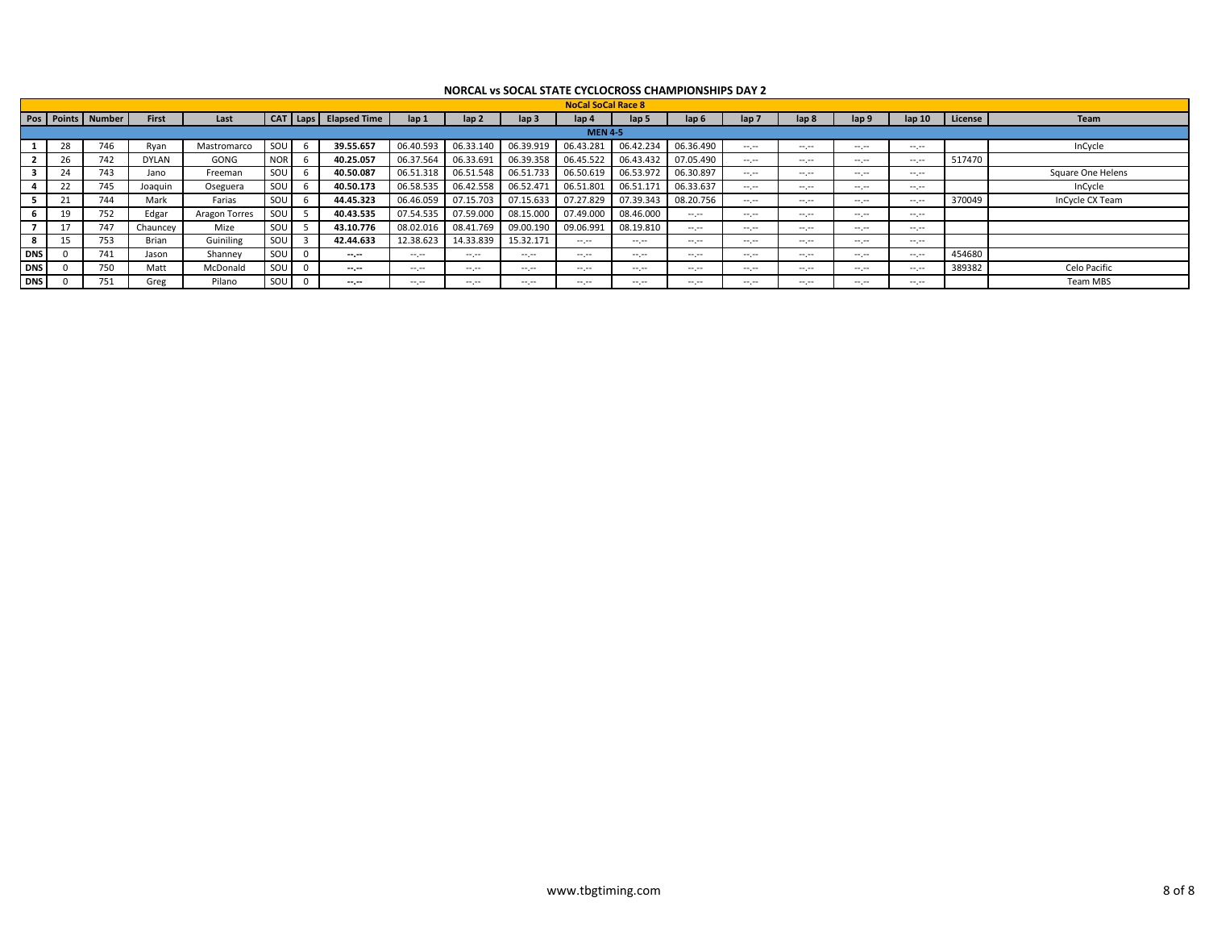# NORCAL vs SOCAL STATE CYCLOCROSS CHAMPIONSHIPS DAY 2

## NoCal SoCal Race 8

### MEN 4-5

| Pos | Points | Number | First | Last | CAT | Laps | Elapsed Time | lap 1 | lap 2 | lap 3 | lap 4 | lap 5 | lap 6 | lap 7 | lap 8 | lap 9 | lap 10 | License | Team |
|---|---|---|---|---|---|---|---|---|---|---|---|---|---|---|---|---|---|---|---|
| 1 | 28 | 746 | Ryan | Mastromarco | SOU | 6 | **39.55.657** | 06.40.593 | 06.33.140 | 06.39.919 | 06.43.281 | 06.42.234 | 06.36.490 | --.-- | --.-- | --.-- | --.-- | | InCycle |
| 2 | 26 | 742 | DYLAN | GONG | NOR | 6 | **40.25.057** | 06.37.564 | 06.33.691 | 06.39.358 | 06.45.522 | 06.43.432 | 07.05.490 | --.-- | --.-- | --.-- | --.-- | 517470 | |
| 3 | 24 | 743 | Jano | Freeman | SOU | 6 | **40.50.087** | 06.51.318 | 06.51.548 | 06.51.733 | 06.50.619 | 06.53.972 | 06.30.897 | --.-- | --.-- | --.-- | --.-- | | Square One Helens |
| 4 | 22 | 745 | Joaquin | Oseguera | SOU | 6 | **40.50.173** | 06.58.535 | 06.42.558 | 06.52.471 | 06.51.801 | 06.51.171 | 06.33.637 | --.-- | --.-- | --.-- | --.-- | | InCycle |
| 5 | 21 | 744 | Mark | Farias | SOU | 6 | **44.45.323** | 06.46.059 | 07.15.703 | 07.15.633 | 07.27.829 | 07.39.343 | 08.20.756 | --.-- | --.-- | --.-- | --.-- | 370049 | InCycle CX Team |
| 6 | 19 | 752 | Edgar | Aragon Torres | SOU | 5 | **40.43.535** | 07.54.535 | 07.59.000 | 08.15.000 | 07.49.000 | 08.46.000 | --.-- | --.-- | --.-- | --.-- | --.-- | | |
| 7 | 17 | 747 | Chauncey | Mize | SOU | 5 | **43.10.776** | 08.02.016 | 08.41.769 | 09.00.190 | 09.06.991 | 08.19.810 | --.-- | --.-- | --.-- | --.-- | --.-- | | |
| 8 | 15 | 753 | Brian | Guiniling | SOU | 3 | **42.44.633** | 12.38.623 | 14.33.839 | 15.32.171 | --.-- | --.-- | --.-- | --.-- | --.-- | --.-- | --.-- | | |
| DNS | 0 | 741 | Jason | Shanney | SOU | 0 | **--.--** | --.-- | --.-- | --.-- | --.-- | --.-- | --.-- | --.-- | --.-- | --.-- | --.-- | 454680 | |
| DNS | 0 | 750 | Matt | McDonald | SOU | 0 | **--.--** | --.-- | --.-- | --.-- | --.-- | --.-- | --.-- | --.-- | --.-- | --.-- | --.-- | 389382 | Celo Pacific |
| DNS | 0 | 751 | Greg | Pilano | SOU | 0 | **--.--** | --.-- | --.-- | --.-- | --.-- | --.-- | --.-- | --.-- | --.-- | --.-- | --.-- | | Team MBS |

www.tbgtiming.com